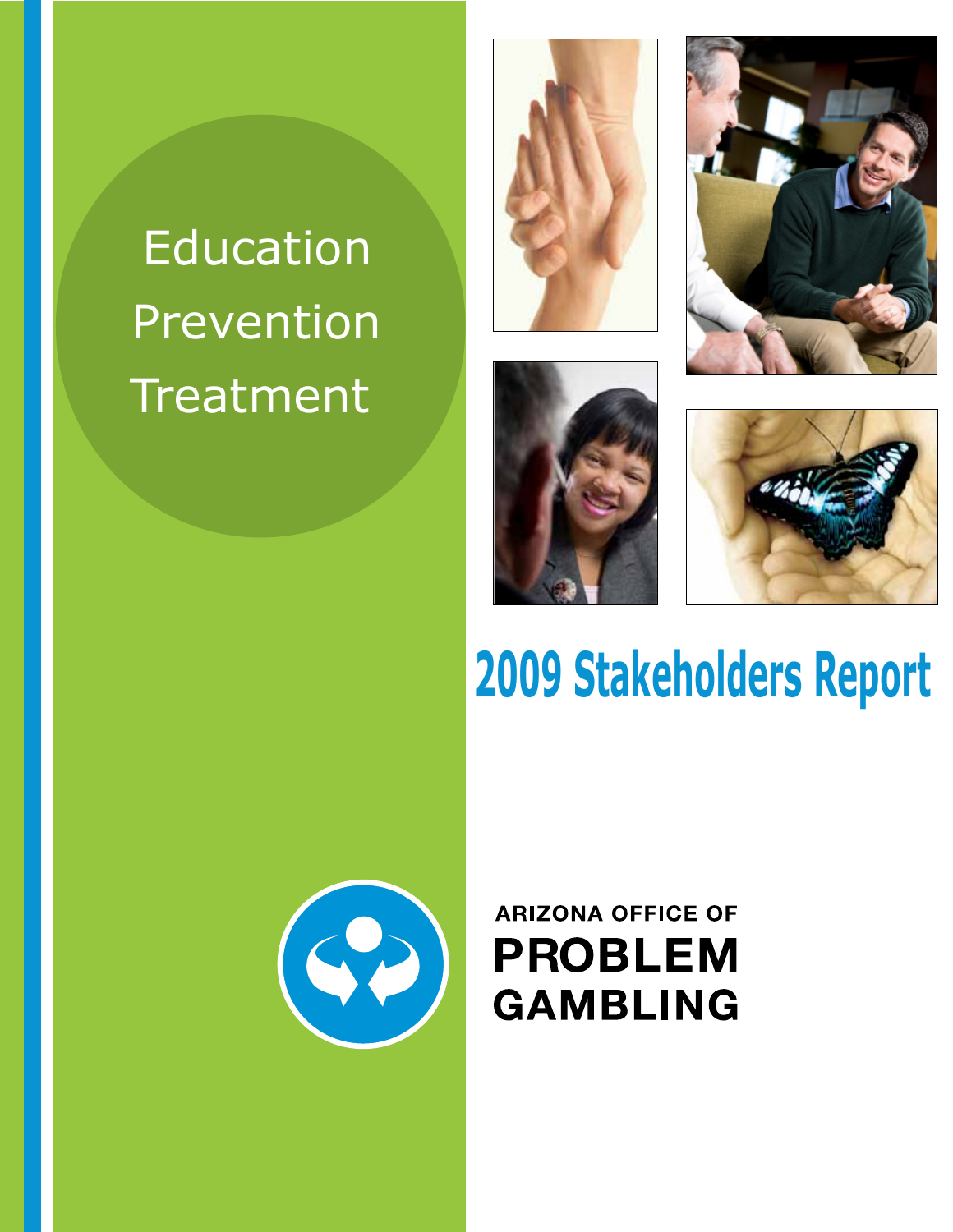Education

Prevention

Treatment

# 2009 Stakeholders Report

ARIZONA OFFICE OF

**PROBLEM GAMBLING**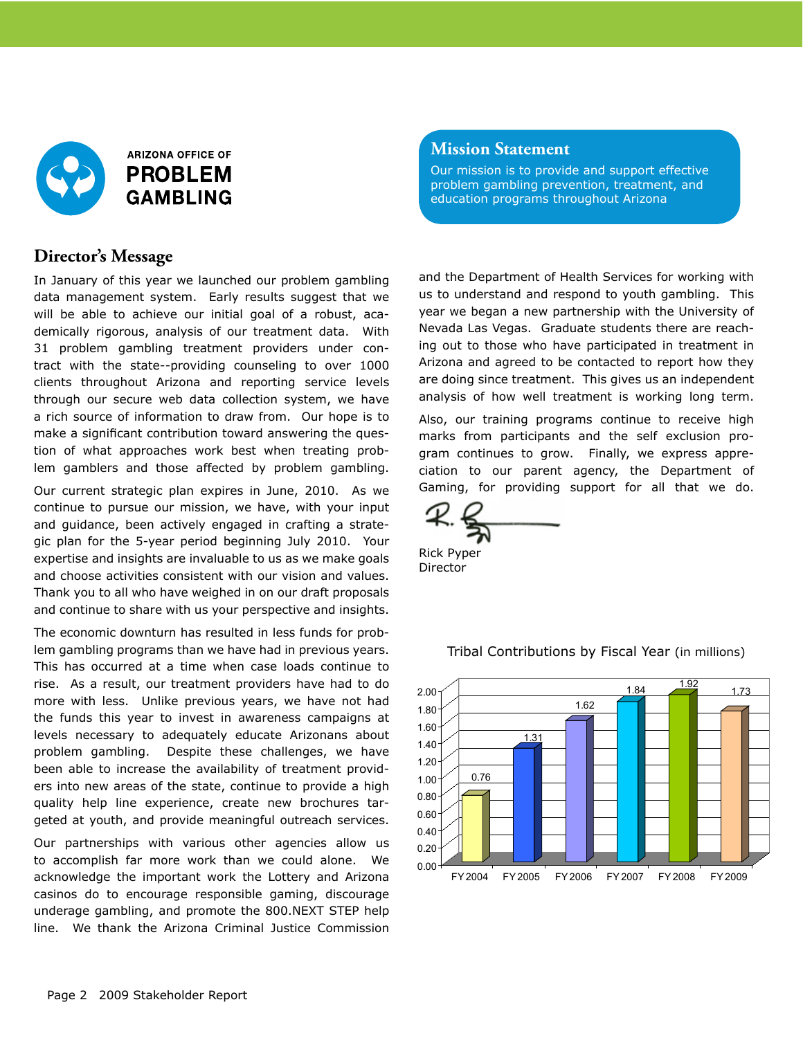ARIZONA OFFICE OF
**PROBLEM GAMBLING**

## Mission Statement

Our mission is to provide and support effective problem gambling prevention, treatment, and education programs throughout Arizona

## Director's Message

In January of this year we launched our problem gambling data management system. Early results suggest that we will be able to achieve our initial goal of a robust, academically rigorous, analysis of our treatment data. With 31 problem gambling treatment providers under contract with the state--providing counseling to over 1000 clients throughout Arizona and reporting service levels through our secure web data collection system, we have a rich source of information to draw from. Our hope is to make a significant contribution toward answering the question of what approaches work best when treating problem gamblers and those affected by problem gambling.

Our current strategic plan expires in June, 2010. As we continue to pursue our mission, we have, with your input and guidance, been actively engaged in crafting a strategic plan for the 5-year period beginning July 2010. Your expertise and insights are invaluable to us as we make goals and choose activities consistent with our vision and values. Thank you to all who have weighed in on our draft proposals and continue to share with us your perspective and insights.

The economic downturn has resulted in less funds for problem gambling programs than we have had in previous years. This has occurred at a time when case loads continue to rise. As a result, our treatment providers have had to do more with less. Unlike previous years, we have not had the funds this year to invest in awareness campaigns at levels necessary to adequately educate Arizonans about problem gambling. Despite these challenges, we have been able to increase the availability of treatment providers into new areas of the state, continue to provide a high quality help line experience, create new brochures targeted at youth, and provide meaningful outreach services.

Our partnerships with various other agencies allow us to accomplish far more work than we could alone. We acknowledge the important work the Lottery and Arizona casinos do to encourage responsible gaming, discourage underage gambling, and promote the 800.NEXT STEP help line. We thank the Arizona Criminal Justice Commission and the Department of Health Services for working with us to understand and respond to youth gambling. This year we began a new partnership with the University of Nevada Las Vegas. Graduate students there are reaching out to those who have participated in treatment in Arizona and agreed to be contacted to report how they are doing since treatment. This gives us an independent analysis of how well treatment is working long term.

Also, our training programs continue to receive high marks from participants and the self exclusion program continues to grow. Finally, we express appreciation to our parent agency, the Department of Gaming, for providing support for all that we do.

Rick Pyper
Director

**Tribal Contributions by Fiscal Year** (in millions)

| Fiscal Year | Contributions (millions) |
|---|---|
| FY 2004 | 0.76 |
| FY 2005 | 1.31 |
| FY 2006 | 1.62 |
| FY 2007 | 1.84 |
| FY 2008 | 1.92 |
| FY 2009 | 1.73 |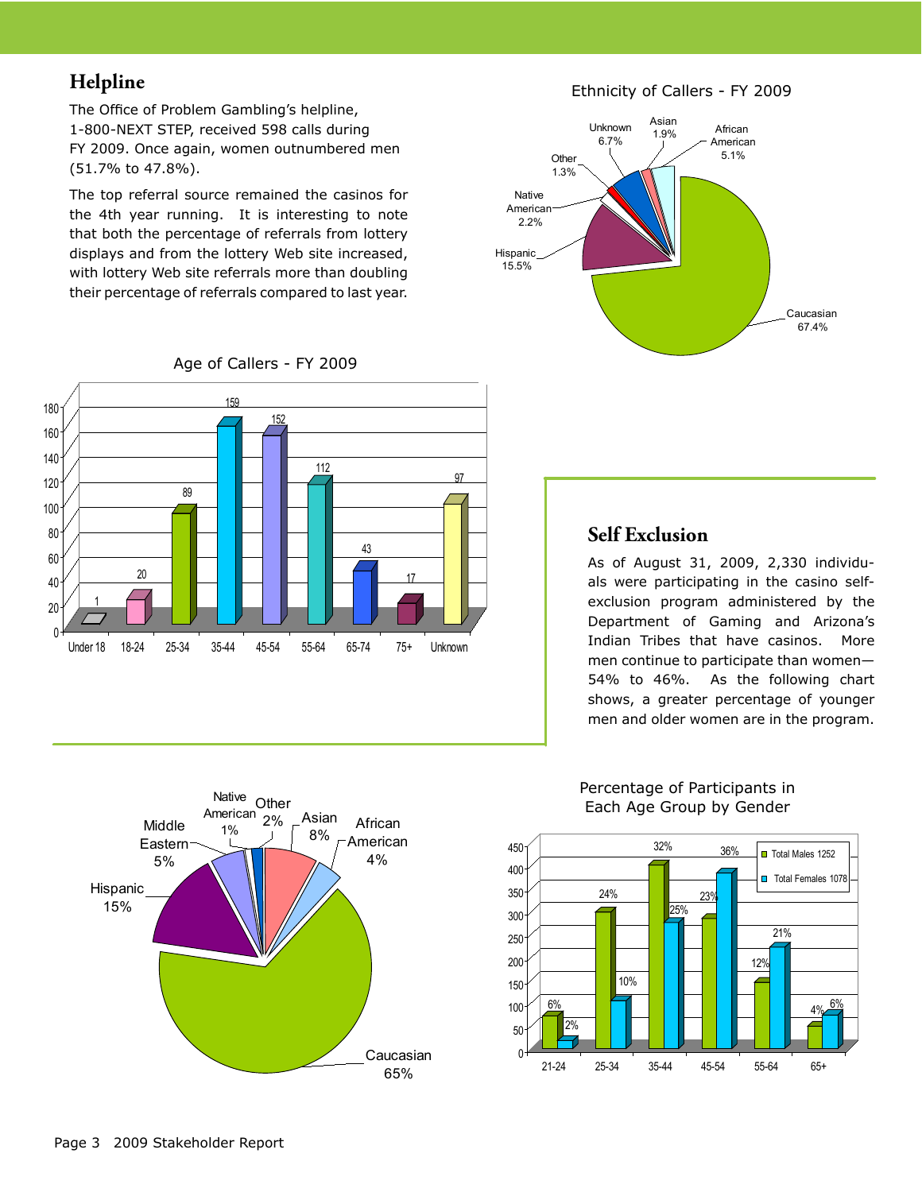## Helpline

The Office of Problem Gambling's helpline, 1-800-NEXT STEP, received 598 calls during FY 2009. Once again, women outnumbered men (51.7% to 47.8%).

The top referral source remained the casinos for the 4th year running. It is interesting to note that both the percentage of referrals from lottery displays and from the lottery Web site increased, with lottery Web site referrals more than doubling their percentage of referrals compared to last year.

Ethnicity of Callers - FY 2009

| Ethnicity | Percentage |
| --- | --- |
| Caucasian | 67.4% |
| Hispanic | 15.5% |
| Native American | 2.2% |
| Other | 1.3% |
| Unknown | 6.7% |
| Asian | 1.9% |
| African American | 5.1% |

Age of Callers - FY 2009

| Age | Callers |
| --- | --- |
| Under 18 | 1 |
| 18-24 | 20 |
| 25-34 | 89 |
| 35-44 | 159 |
| 45-54 | 152 |
| 55-64 | 112 |
| 65-74 | 43 |
| 75+ | 17 |
| Unknown | 97 |

## Self Exclusion

As of August 31, 2009, 2,330 individuals were participating in the casino self-exclusion program administered by the Department of Gaming and Arizona's Indian Tribes that have casinos. More men continue to participate than women—54% to 46%. As the following chart shows, a greater percentage of younger men and older women are in the program.

| Ethnicity | Percentage |
| --- | --- |
| Caucasian | 65% |
| Hispanic | 15% |
| Middle Eastern | 5% |
| Native American | 1% |
| Other | 2% |
| Asian | 8% |
| African American | 4% |

Percentage of Participants in Each Age Group by Gender

| Age Group | Total Males 1252 | Total Females 1078 |
| --- | --- | --- |
| 21-24 | 6% | 2% |
| 25-34 | 24% | 10% |
| 35-44 | 32% | 25% |
| 45-54 | 23% | 36% |
| 55-64 | 12% | 21% |
| 65+ | 4% | 6% |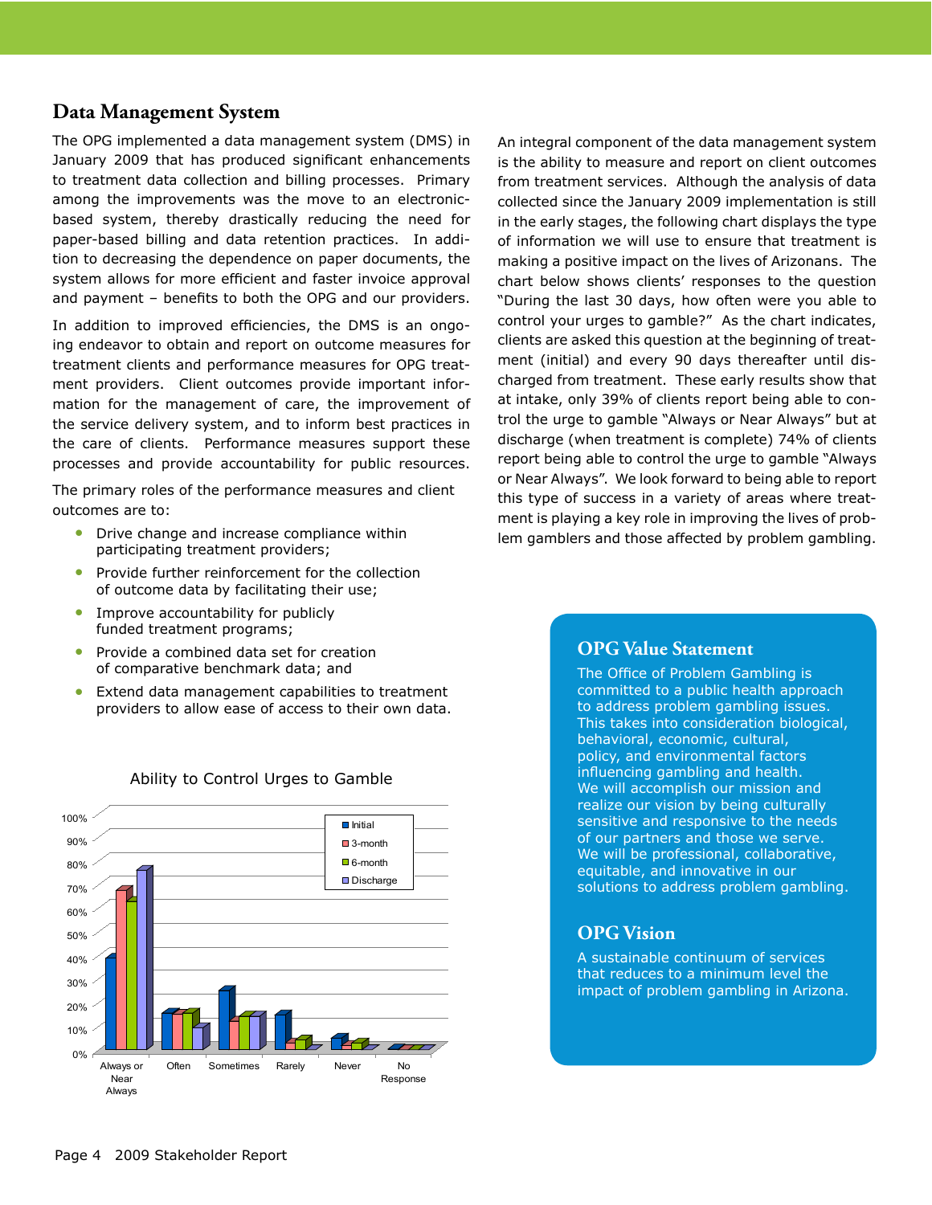## Data Management System

The OPG implemented a data management system (DMS) in January 2009 that has produced significant enhancements to treatment data collection and billing processes. Primary among the improvements was the move to an electronic-based system, thereby drastically reducing the need for paper-based billing and data retention practices. In addition to decreasing the dependence on paper documents, the system allows for more efficient and faster invoice approval and payment – benefits to both the OPG and our providers.

In addition to improved efficiencies, the DMS is an ongoing endeavor to obtain and report on outcome measures for treatment clients and performance measures for OPG treatment providers. Client outcomes provide important information for the management of care, the improvement of the service delivery system, and to inform best practices in the care of clients. Performance measures support these processes and provide accountability for public resources.

The primary roles of the performance measures and client outcomes are to:

- Drive change and increase compliance within participating treatment providers;
- Provide further reinforcement for the collection of outcome data by facilitating their use;
- Improve accountability for publicly funded treatment programs;
- Provide a combined data set for creation of comparative benchmark data; and
- Extend data management capabilities to treatment providers to allow ease of access to their own data.

Ability to Control Urges to Gamble

An integral component of the data management system is the ability to measure and report on client outcomes from treatment services. Although the analysis of data collected since the January 2009 implementation is still in the early stages, the following chart displays the type of information we will use to ensure that treatment is making a positive impact on the lives of Arizonans. The chart below shows clients' responses to the question "During the last 30 days, how often were you able to control your urges to gamble?" As the chart indicates, clients are asked this question at the beginning of treatment (initial) and every 90 days thereafter until discharged from treatment. These early results show that at intake, only 39% of clients report being able to control the urge to gamble "Always or Near Always" but at discharge (when treatment is complete) 74% of clients report being able to control the urge to gamble "Always or Near Always". We look forward to being able to report this type of success in a variety of areas where treatment is playing a key role in improving the lives of problem gamblers and those affected by problem gambling.

### OPG Value Statement

The Office of Problem Gambling is committed to a public health approach to address problem gambling issues. This takes into consideration biological, behavioral, economic, cultural, policy, and environmental factors influencing gambling and health. We will accomplish our mission and realize our vision by being culturally sensitive and responsive to the needs of our partners and those we serve. We will be professional, collaborative, equitable, and innovative in our solutions to address problem gambling.

### OPG Vision

A sustainable continuum of services that reduces to a minimum level the impact of problem gambling in Arizona.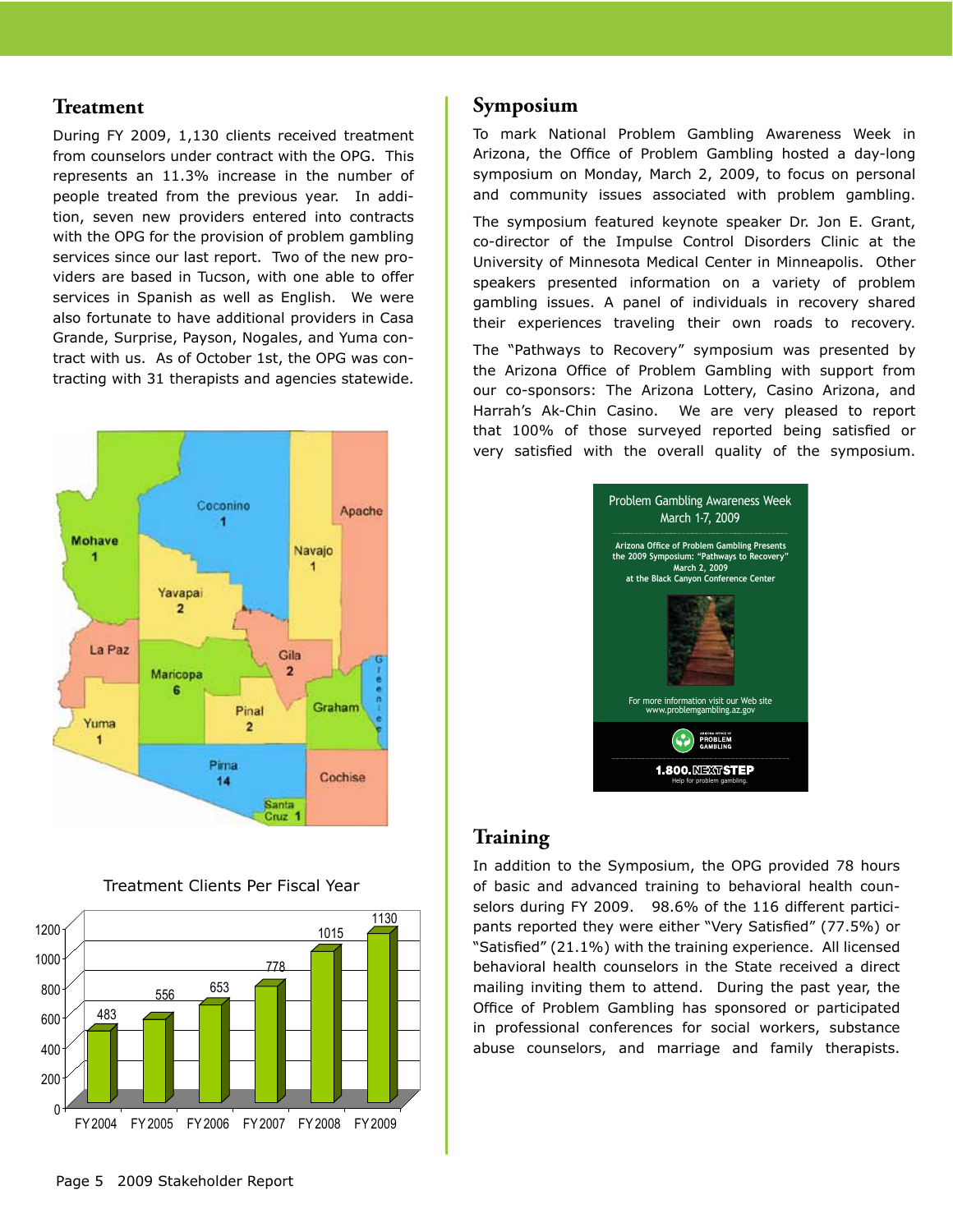## Treatment

During FY 2009, 1,130 clients received treatment from counselors under contract with the OPG. This represents an 11.3% increase in the number of people treated from the previous year. In addition, seven new providers entered into contracts with the OPG for the provision of problem gambling services since our last report. Two of the new providers are based in Tucson, with one able to offer services in Spanish as well as English. We were also fortunate to have additional providers in Casa Grande, Surprise, Payson, Nogales, and Yuma contract with us. As of October 1st, the OPG was contracting with 31 therapists and agencies statewide.

Treatment Clients Per Fiscal Year

| Fiscal Year | Clients |
|---|---|
| FY 2004 | 483 |
| FY 2005 | 556 |
| FY 2006 | 653 |
| FY 2007 | 778 |
| FY 2008 | 1015 |
| FY 2009 | 1130 |

## Symposium

To mark National Problem Gambling Awareness Week in Arizona, the Office of Problem Gambling hosted a day-long symposium on Monday, March 2, 2009, to focus on personal and community issues associated with problem gambling.

The symposium featured keynote speaker Dr. Jon E. Grant, co-director of the Impulse Control Disorders Clinic at the University of Minnesota Medical Center in Minneapolis. Other speakers presented information on a variety of problem gambling issues. A panel of individuals in recovery shared their experiences traveling their own roads to recovery.

The "Pathways to Recovery" symposium was presented by the Arizona Office of Problem Gambling with support from our co-sponsors: The Arizona Lottery, Casino Arizona, and Harrah's Ak-Chin Casino. We are very pleased to report that 100% of those surveyed reported being satisfied or very satisfied with the overall quality of the symposium.

## Training

In addition to the Symposium, the OPG provided 78 hours of basic and advanced training to behavioral health counselors during FY 2009. 98.6% of the 116 different participants reported they were either "Very Satisfied" (77.5%) or "Satisfied" (21.1%) with the training experience. All licensed behavioral health counselors in the State received a direct mailing inviting them to attend. During the past year, the Office of Problem Gambling has sponsored or participated in professional conferences for social workers, substance abuse counselors, and marriage and family therapists.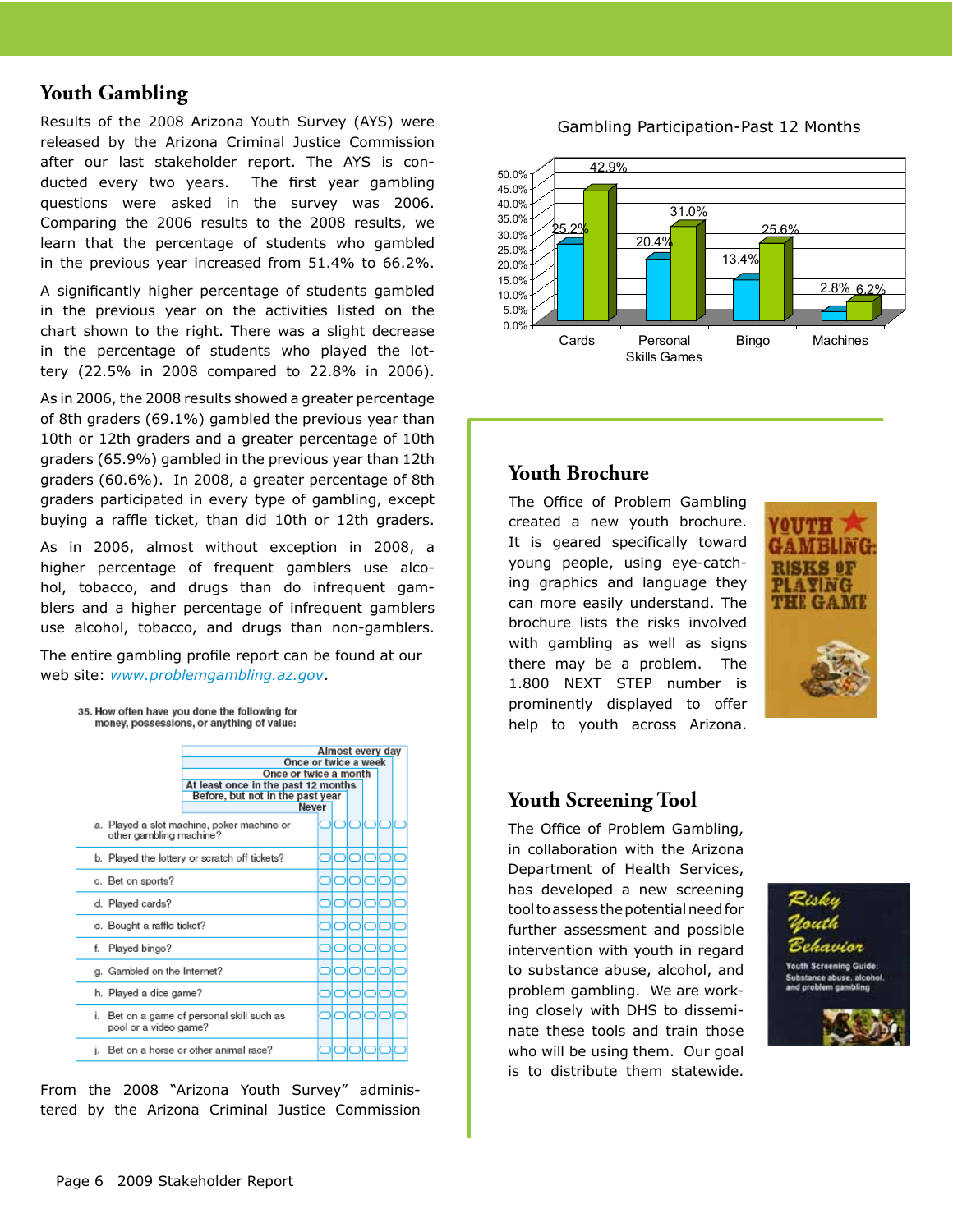## Youth Gambling

Results of the 2008 Arizona Youth Survey (AYS) were released by the Arizona Criminal Justice Commission after our last stakeholder report. The AYS is conducted every two years. The first year gambling questions were asked in the survey was 2006. Comparing the 2006 results to the 2008 results, we learn that the percentage of students who gambled in the previous year increased from 51.4% to 66.2%.

A significantly higher percentage of students gambled in the previous year on the activities listed on the chart shown to the right. There was a slight decrease in the percentage of students who played the lottery (22.5% in 2008 compared to 22.8% in 2006).

As in 2006, the 2008 results showed a greater percentage of 8th graders (69.1%) gambled the previous year than 10th or 12th graders and a greater percentage of 10th graders (65.9%) gambled in the previous year than 12th graders (60.6%). In 2008, a greater percentage of 8th graders participated in every type of gambling, except buying a raffle ticket, than did 10th or 12th graders.

As in 2006, almost without exception in 2008, a higher percentage of frequent gamblers use alcohol, tobacco, and drugs than do infrequent gamblers and a higher percentage of infrequent gamblers use alcohol, tobacco, and drugs than non-gamblers.

The entire gambling profile report can be found at our web site: *www.problemgambling.az.gov*.

**35. How often have you done the following for money, possessions, or anything of value:**

| | Never | Before, but not in the past year | At least once in the past 12 months | Once or twice a month | Once or twice a week | Almost every day |
|---|---|---|---|---|---|---|
| a. Played a slot machine, poker machine or other gambling machine? | ○ | ○ | ○ | ○ | ○ | ○ |
| b. Played the lottery or scratch off tickets? | ○ | ○ | ○ | ○ | ○ | ○ |
| c. Bet on sports? | ○ | ○ | ○ | ○ | ○ | ○ |
| d. Played cards? | ○ | ○ | ○ | ○ | ○ | ○ |
| e. Bought a raffle ticket? | ○ | ○ | ○ | ○ | ○ | ○ |
| f. Played bingo? | ○ | ○ | ○ | ○ | ○ | ○ |
| g. Gambled on the Internet? | ○ | ○ | ○ | ○ | ○ | ○ |
| h. Played a dice game? | ○ | ○ | ○ | ○ | ○ | ○ |
| i. Bet on a game of personal skill such as pool or a video game? | ○ | ○ | ○ | ○ | ○ | ○ |
| j. Bet on a horse or other animal race? | ○ | ○ | ○ | ○ | ○ | ○ |

From the 2008 "Arizona Youth Survey" administered by the Arizona Criminal Justice Commission

**Gambling Participation-Past 12 Months**

| | 2006 | 2008 |
|---|---|---|
| Cards | 25.2% | 42.9% |
| Personal Skills Games | 20.4% | 31.0% |
| Bingo | 13.4% | 25.6% |
| Machines | 2.8% | 6.2% |

## Youth Brochure

The Office of Problem Gambling created a new youth brochure. It is geared specifically toward young people, using eye-catching graphics and language they can more easily understand. The brochure lists the risks involved with gambling as well as signs there may be a problem. The 1.800 NEXT STEP number is prominently displayed to offer help to youth across Arizona.

YOUTH GAMBLING: RISKS OF PLAYING THE GAME

## Youth Screening Tool

The Office of Problem Gambling, in collaboration with the Arizona Department of Health Services, has developed a new screening tool to assess the potential need for further assessment and possible intervention with youth in regard to substance abuse, alcohol, and problem gambling. We are working closely with DHS to disseminate these tools and train those who will be using them. Our goal is to distribute them statewide.

Risky Youth Behavior — Youth Screening Guide: Substance abuse, alcohol, and problem gambling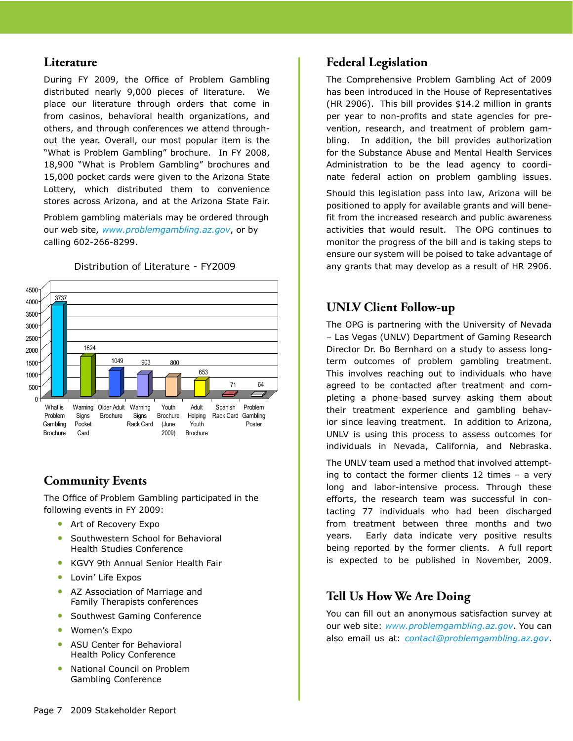## Literature

During FY 2009, the Office of Problem Gambling distributed nearly 9,000 pieces of literature. We place our literature through orders that come in from casinos, behavioral health organizations, and others, and through conferences we attend throughout the year. Overall, our most popular item is the "What is Problem Gambling" brochure. In FY 2008, 18,900 "What is Problem Gambling" brochures and 15,000 pocket cards were given to the Arizona State Lottery, which distributed them to convenience stores across Arizona, and at the Arizona State Fair.

Problem gambling materials may be ordered through our web site, *www.problemgambling.az.gov*, or by calling 602-266-8299.

Distribution of Literature - FY2009

| Item | Count |
|---|---|
| What is Problem Gambling Brochure | 3737 |
| Warning Signs Pocket Card | 1624 |
| Older Adult Brochure | 1049 |
| Warning Signs Rack Card | 903 |
| Youth Brochure (June 2009) | 800 |
| Adult Helping Youth Brochure | 653 |
| Spanish Rack Card | 71 |
| Problem Gambling Poster | 64 |

## Community Events

The Office of Problem Gambling participated in the following events in FY 2009:

- Art of Recovery Expo
- Southwestern School for Behavioral Health Studies Conference
- KGVY 9th Annual Senior Health Fair
- Lovin' Life Expos
- AZ Association of Marriage and Family Therapists conferences
- Southwest Gaming Conference
- Women's Expo
- ASU Center for Behavioral Health Policy Conference
- National Council on Problem Gambling Conference

## Federal Legislation

The Comprehensive Problem Gambling Act of 2009 has been introduced in the House of Representatives (HR 2906). This bill provides $14.2 million in grants per year to non-profits and state agencies for prevention, research, and treatment of problem gambling. In addition, the bill provides authorization for the Substance Abuse and Mental Health Services Administration to be the lead agency to coordinate federal action on problem gambling issues.

Should this legislation pass into law, Arizona will be positioned to apply for available grants and will benefit from the increased research and public awareness activities that would result. The OPG continues to monitor the progress of the bill and is taking steps to ensure our system will be poised to take advantage of any grants that may develop as a result of HR 2906.

## UNLV Client Follow-up

The OPG is partnering with the University of Nevada – Las Vegas (UNLV) Department of Gaming Research Director Dr. Bo Bernhard on a study to assess long-term outcomes of problem gambling treatment. This involves reaching out to individuals who have agreed to be contacted after treatment and completing a phone-based survey asking them about their treatment experience and gambling behavior since leaving treatment. In addition to Arizona, UNLV is using this process to assess outcomes for individuals in Nevada, California, and Nebraska.

The UNLV team used a method that involved attempting to contact the former clients 12 times – a very long and labor-intensive process. Through these efforts, the research team was successful in contacting 77 individuals who had been discharged from treatment between three months and two years. Early data indicate very positive results being reported by the former clients. A full report is expected to be published in November, 2009.

## Tell Us How We Are Doing

You can fill out an anonymous satisfaction survey at our web site: *www.problemgambling.az.gov*. You can also email us at: *contact@problemgambling.az.gov*.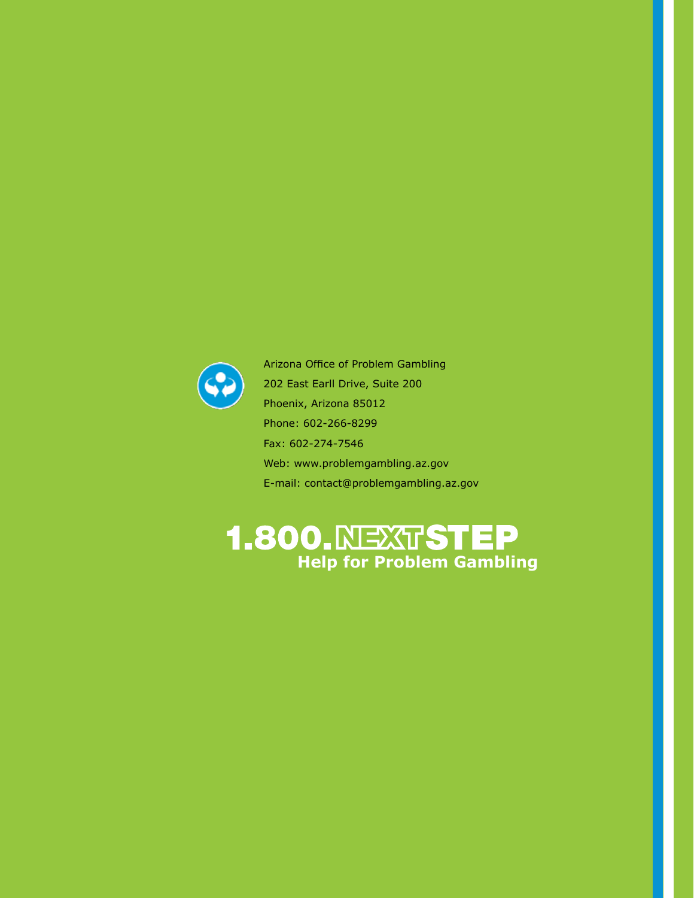Arizona Office of Problem Gambling
202 East Earll Drive, Suite 200
Phoenix, Arizona 85012
Phone: 602-266-8299
Fax: 602-274-7546
Web: www.problemgambling.az.gov
E-mail: contact@problemgambling.az.gov

**1.800.NEXTSTEP**

**Help for Problem Gambling**